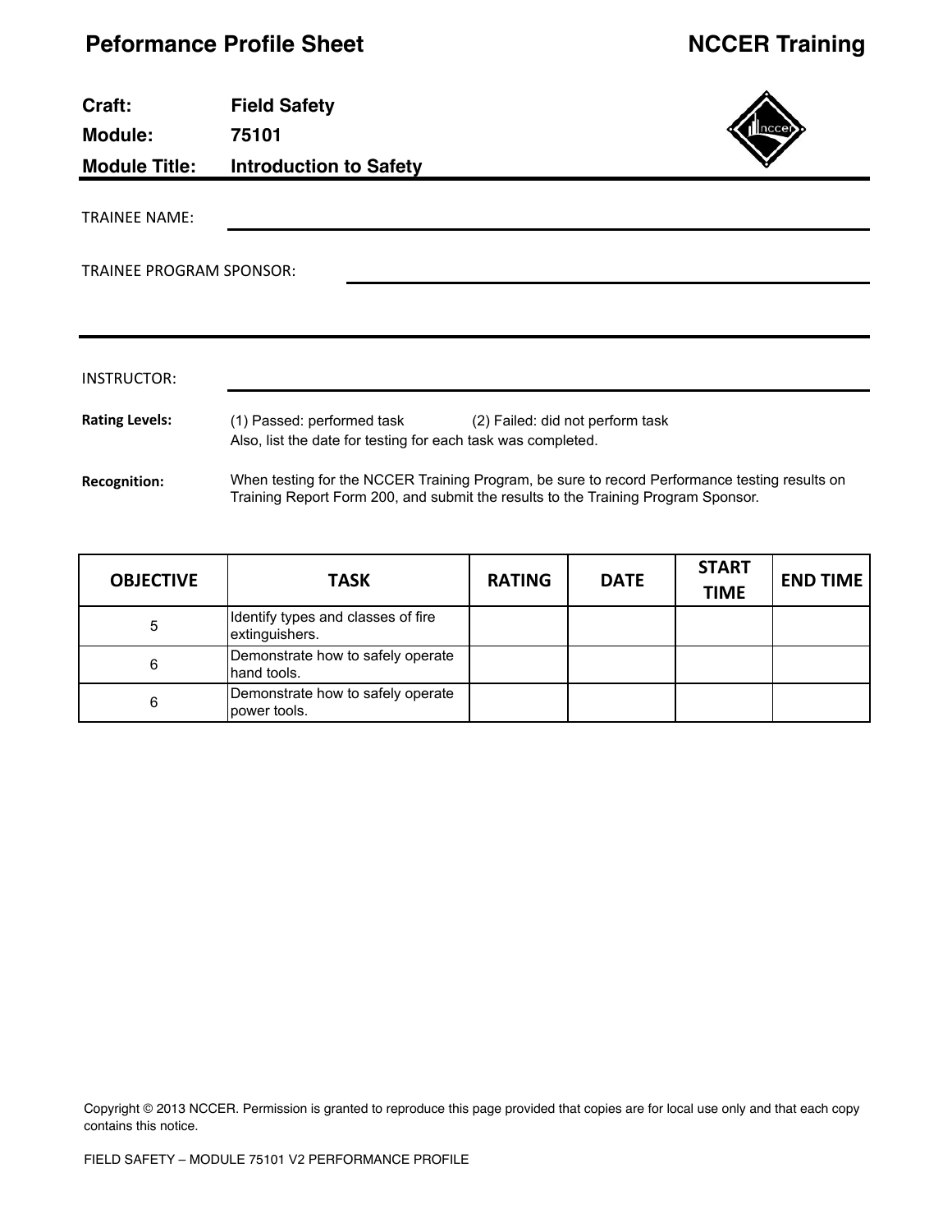# Peformance Profile Sheet

**NCCER Training**

**Craft:** Field Safety
**Module:** 75101
**Module Title:** Introduction to Safety

TRAINEE NAME: ______________________________

TRAINEE PROGRAM SPONSOR: ______________________________

INSTRUCTOR: ______________________________

**Rating Levels:** (1) Passed: performed task (2) Failed: did not perform task
Also, list the date for testing for each task was completed.

**Recognition:** When testing for the NCCER Training Program, be sure to record Performance testing results on Training Report Form 200, and submit the results to the Training Program Sponsor.

| OBJECTIVE | TASK | RATING | DATE | START TIME | END TIME |
|---|---|---|---|---|---|
| 5 | Identify types and classes of fire extinguishers. | | | | |
| 6 | Demonstrate how to safely operate hand tools. | | | | |
| 6 | Demonstrate how to safely operate power tools. | | | | |

Copyright © 2013 NCCER. Permission is granted to reproduce this page provided that copies are for local use only and that each copy contains this notice.

FIELD SAFETY – MODULE 75101 V2 PERFORMANCE PROFILE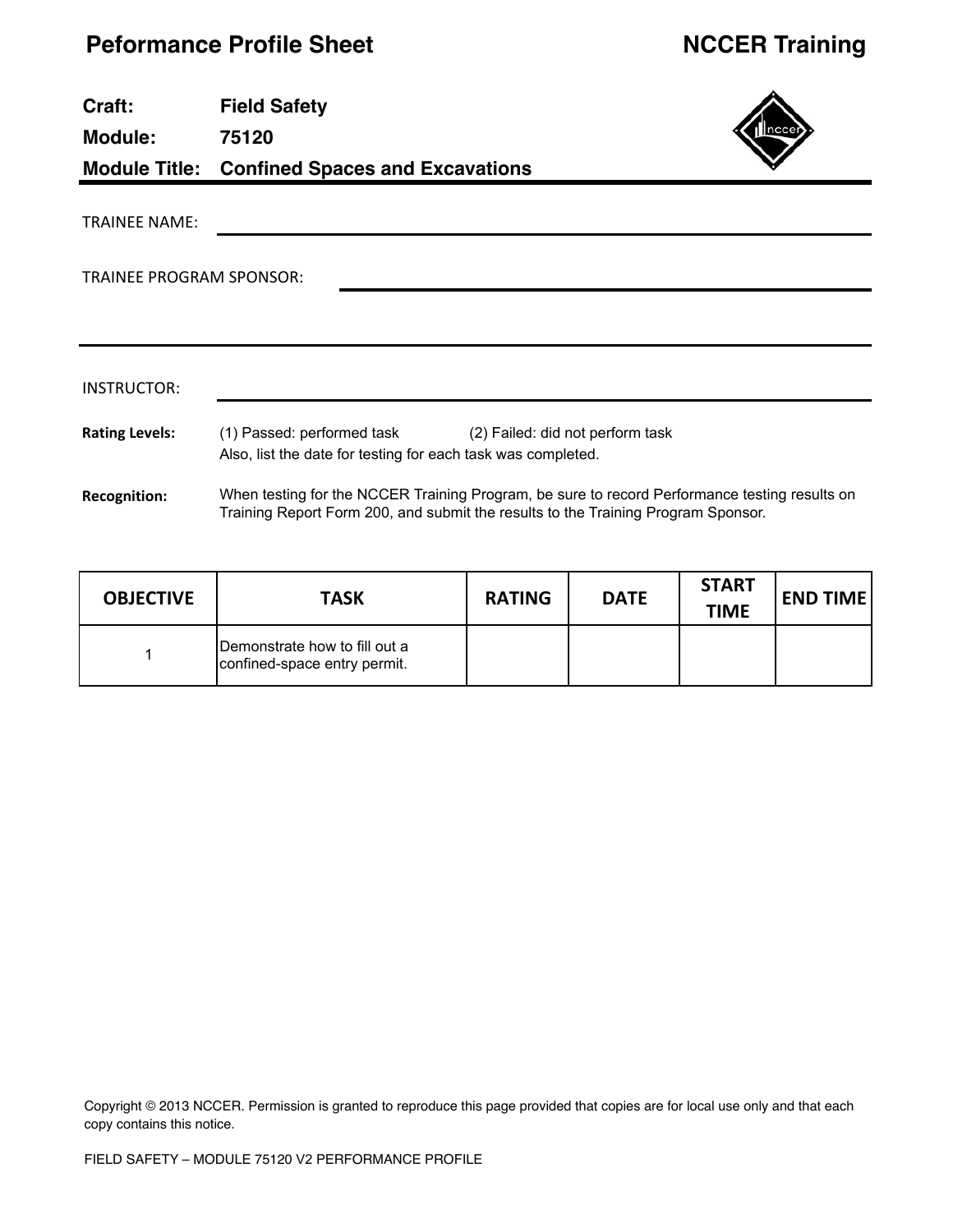# Peformance Profile Sheet

**NCCER Training**

**Craft:** Field Safety
**Module:** 75120
**Module Title:** Confined Spaces and Excavations

TRAINEE NAME: ______________________________

TRAINEE PROGRAM SPONSOR: ______________________________

______________________________

INSTRUCTOR: ______________________________

**Rating Levels:** (1) Passed: performed task (2) Failed: did not perform task
Also, list the date for testing for each task was completed.

**Recognition:** When testing for the NCCER Training Program, be sure to record Performance testing results on Training Report Form 200, and submit the results to the Training Program Sponsor.

| OBJECTIVE | TASK | RATING | DATE | START TIME | END TIME |
|---|---|---|---|---|---|
| 1 | Demonstrate how to fill out a confined-space entry permit. | | | | |

Copyright © 2013 NCCER. Permission is granted to reproduce this page provided that copies are for local use only and that each copy contains this notice.

FIELD SAFETY – MODULE 75120 V2 PERFORMANCE PROFILE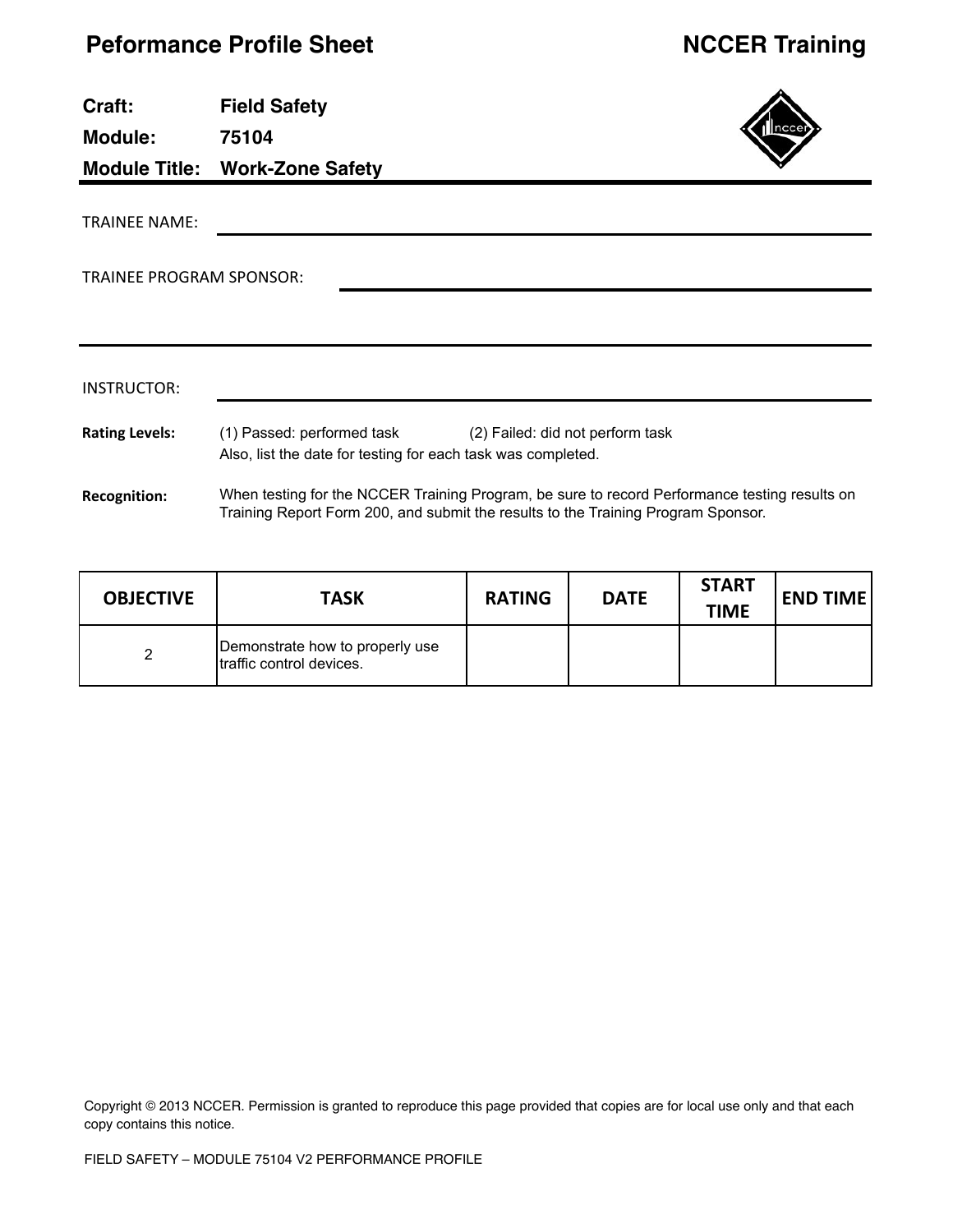# Peformance Profile Sheet

# NCCER Training

**Craft:** Field Safety

**Module:** 75104

**Module Title:** Work-Zone Safety

TRAINEE NAME: ______________________________

TRAINEE PROGRAM SPONSOR: ______________________________

______________________________

INSTRUCTOR: ______________________________

**Rating Levels:** (1) Passed: performed task (2) Failed: did not perform task
Also, list the date for testing for each task was completed.

**Recognition:** When testing for the NCCER Training Program, be sure to record Performance testing results on Training Report Form 200, and submit the results to the Training Program Sponsor.

| OBJECTIVE | TASK | RATING | DATE | START TIME | END TIME |
| --- | --- | --- | --- | --- | --- |
| 2 | Demonstrate how to properly use traffic control devices. | | | | |

Copyright © 2013 NCCER. Permission is granted to reproduce this page provided that copies are for local use only and that each copy contains this notice.

FIELD SAFETY – MODULE 75104 V2 PERFORMANCE PROFILE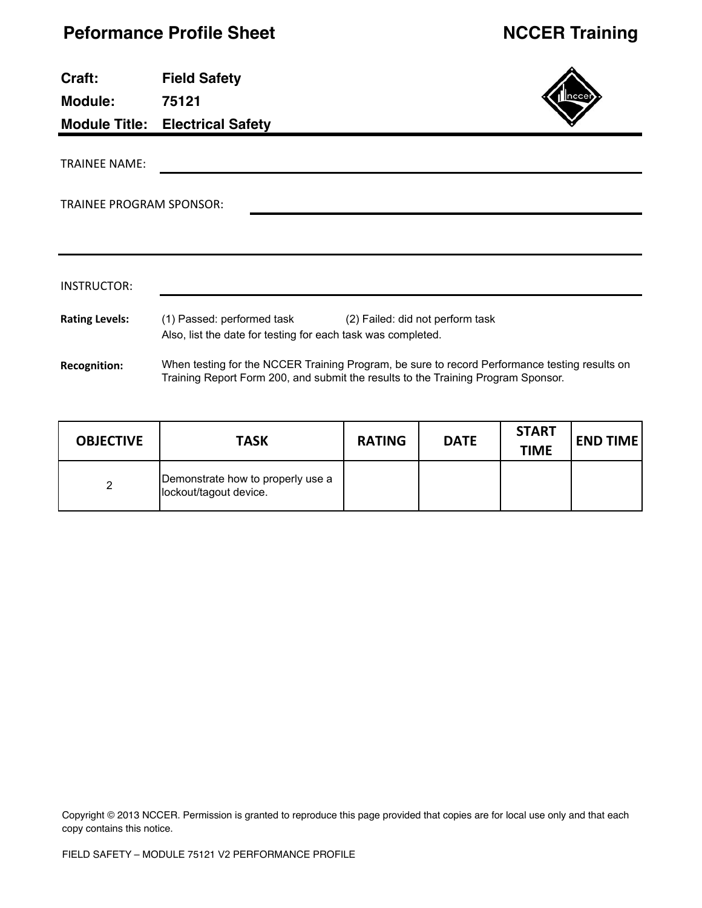# Peformance Profile Sheet

**NCCER Training**

**Craft:** **Field Safety**

**Module:** **75121**

**Module Title:** **Electrical Safety**

TRAINEE NAME: ______________________________

TRAINEE PROGRAM SPONSOR: ______________________________

______________________________

INSTRUCTOR: ______________________________

**Rating Levels:** (1) Passed: performed task (2) Failed: did not perform task
Also, list the date for testing for each task was completed.

**Recognition:** When testing for the NCCER Training Program, be sure to record Performance testing results on Training Report Form 200, and submit the results to the Training Program Sponsor.

| OBJECTIVE | TASK | RATING | DATE | START TIME | END TIME |
|---|---|---|---|---|---|
| 2 | Demonstrate how to properly use a lockout/tagout device. | | | | |

Copyright © 2013 NCCER. Permission is granted to reproduce this page provided that copies are for local use only and that each copy contains this notice.

FIELD SAFETY – MODULE 75121 V2 PERFORMANCE PROFILE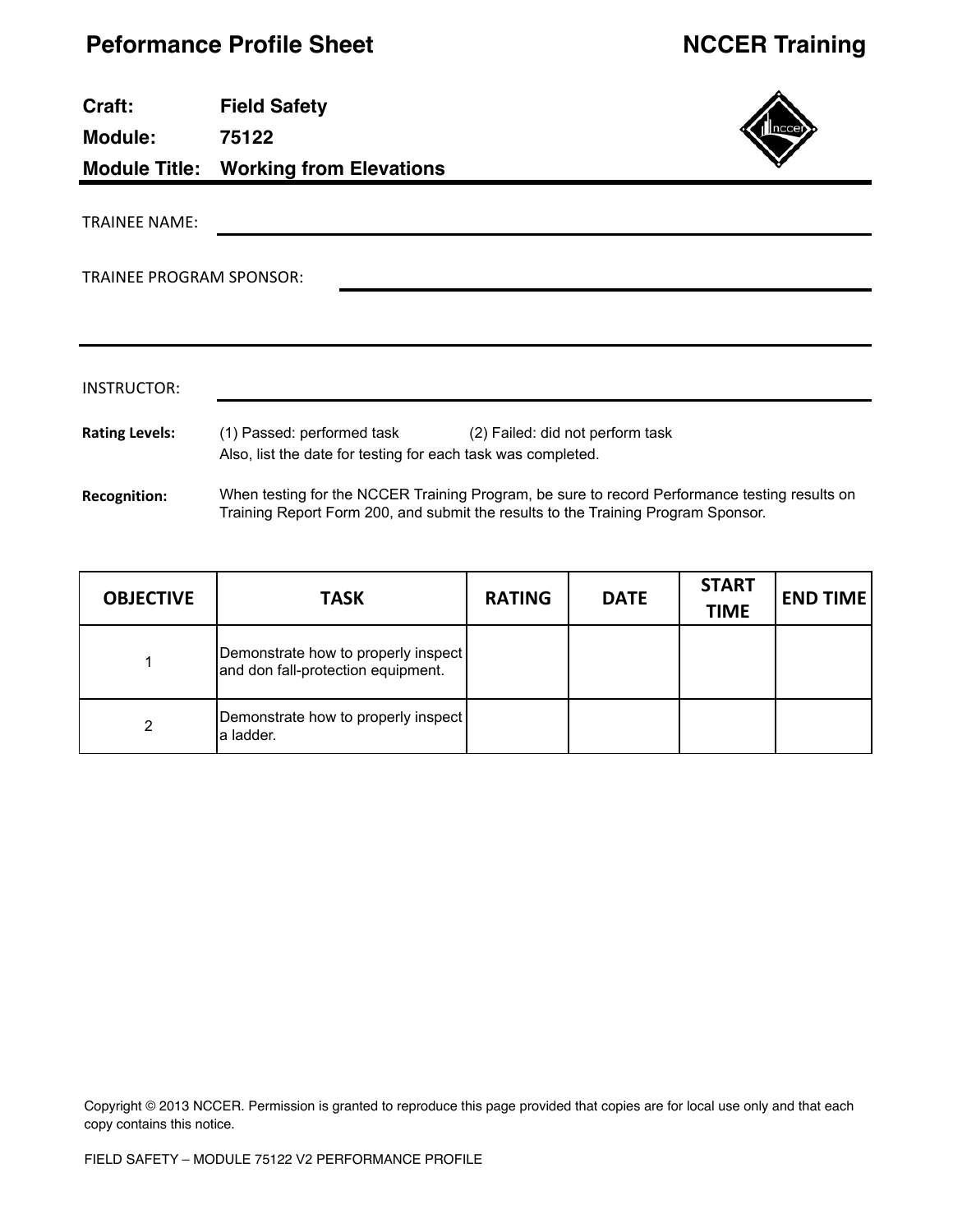# Peformance Profile Sheet

**NCCER Training**

**Craft:** **Field Safety**

**Module:** **75122**

**Module Title:** **Working from Elevations**

TRAINEE NAME: ______________________________

TRAINEE PROGRAM SPONSOR: ______________________________

INSTRUCTOR: ______________________________

**Rating Levels:** (1) Passed: performed task (2) Failed: did not perform task
Also, list the date for testing for each task was completed.

**Recognition:** When testing for the NCCER Training Program, be sure to record Performance testing results on Training Report Form 200, and submit the results to the Training Program Sponsor.

| OBJECTIVE | TASK | RATING | DATE | START TIME | END TIME |
|---|---|---|---|---|---|
| 1 | Demonstrate how to properly inspect and don fall-protection equipment. | | | | |
| 2 | Demonstrate how to properly inspect a ladder. | | | | |

Copyright © 2013 NCCER. Permission is granted to reproduce this page provided that copies are for local use only and that each copy contains this notice.

FIELD SAFETY – MODULE 75122 V2 PERFORMANCE PROFILE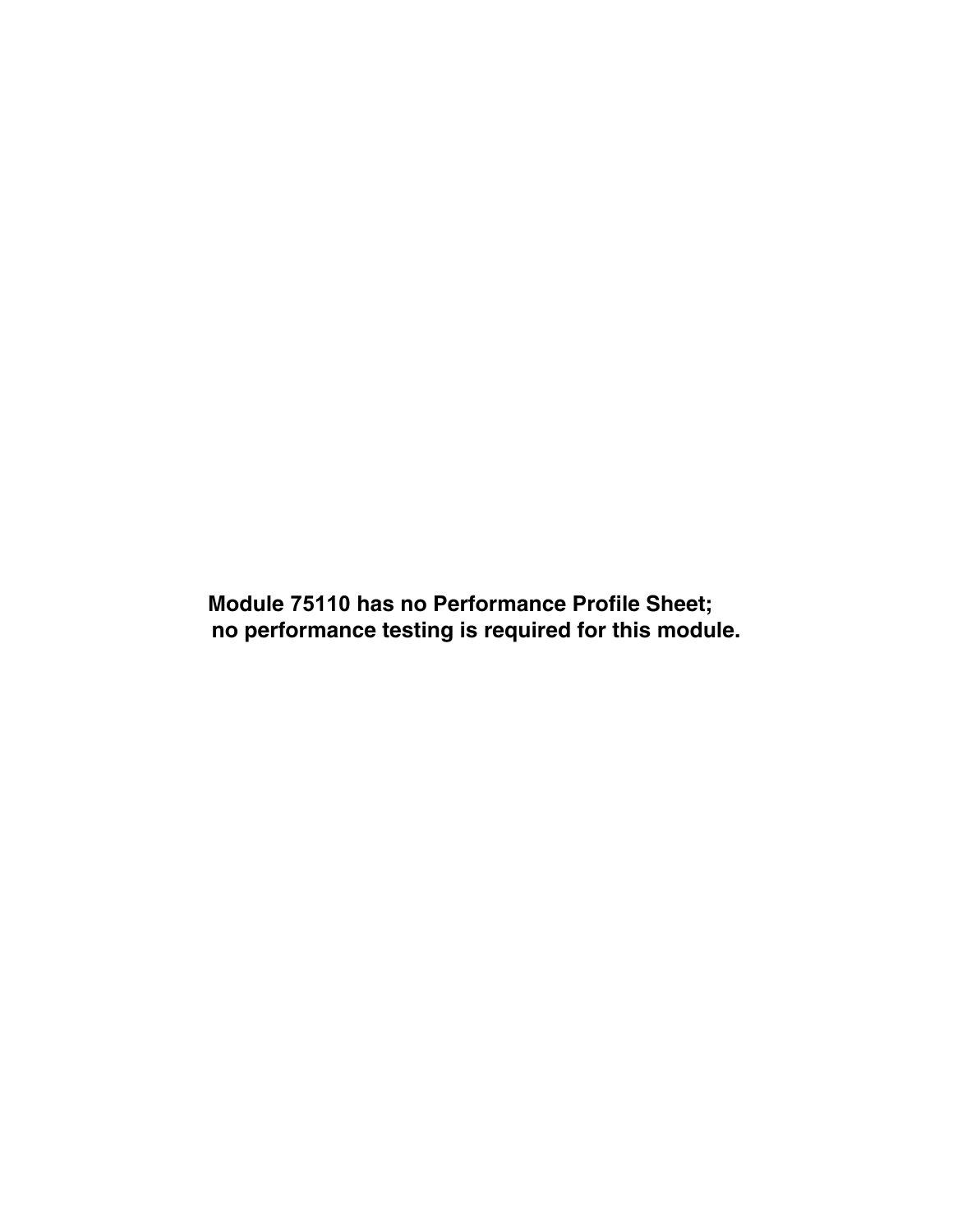**Module 75110 has no Performance Profile Sheet; no performance testing is required for this module.**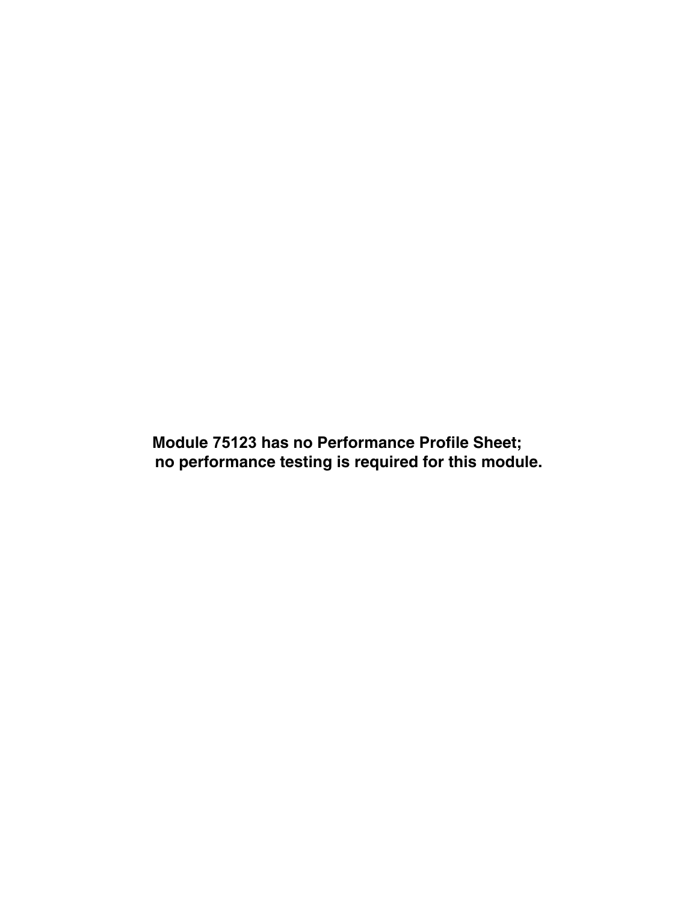**Module 75123 has no Performance Profile Sheet; no performance testing is required for this module.**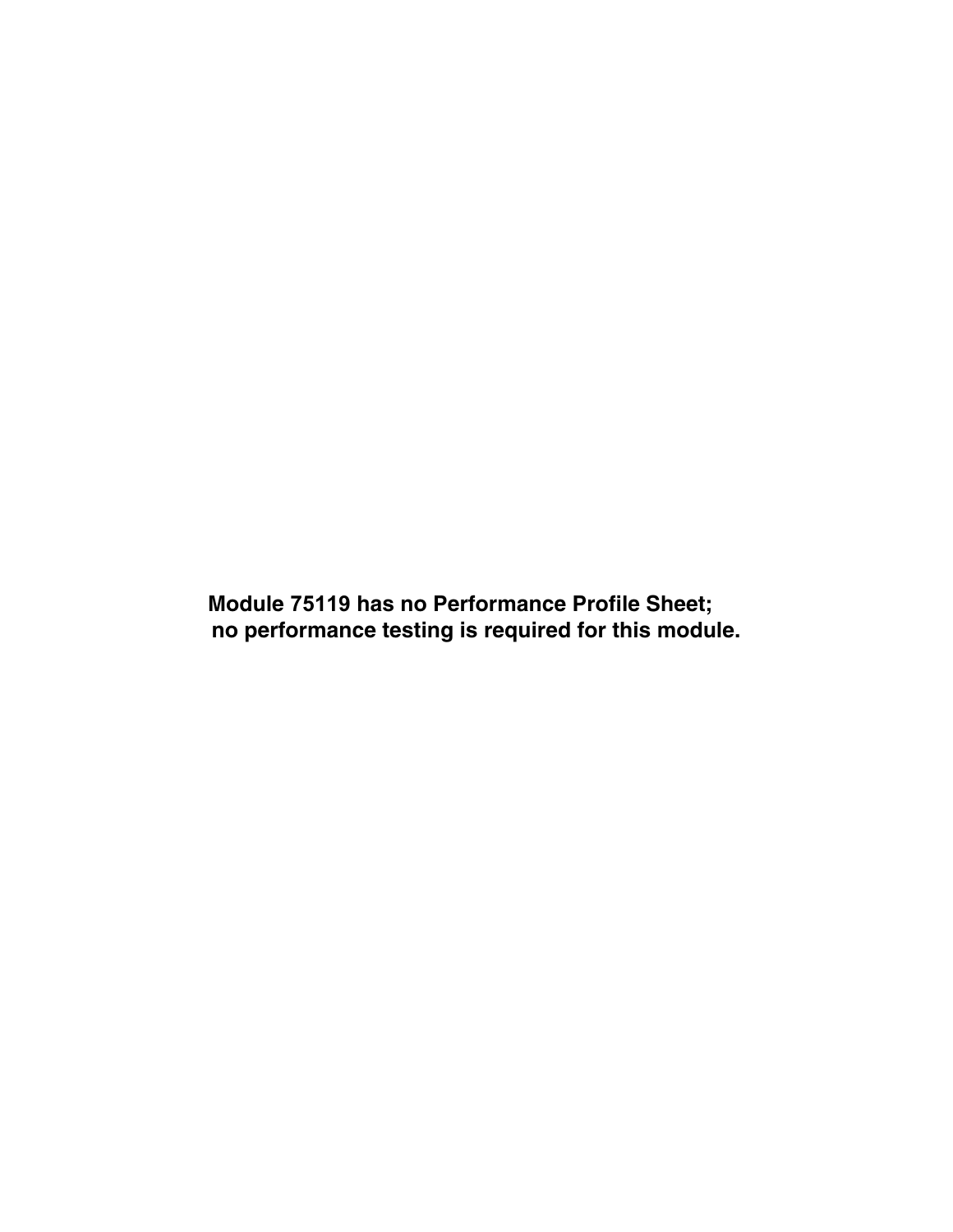**Module 75119 has no Performance Profile Sheet; no performance testing is required for this module.**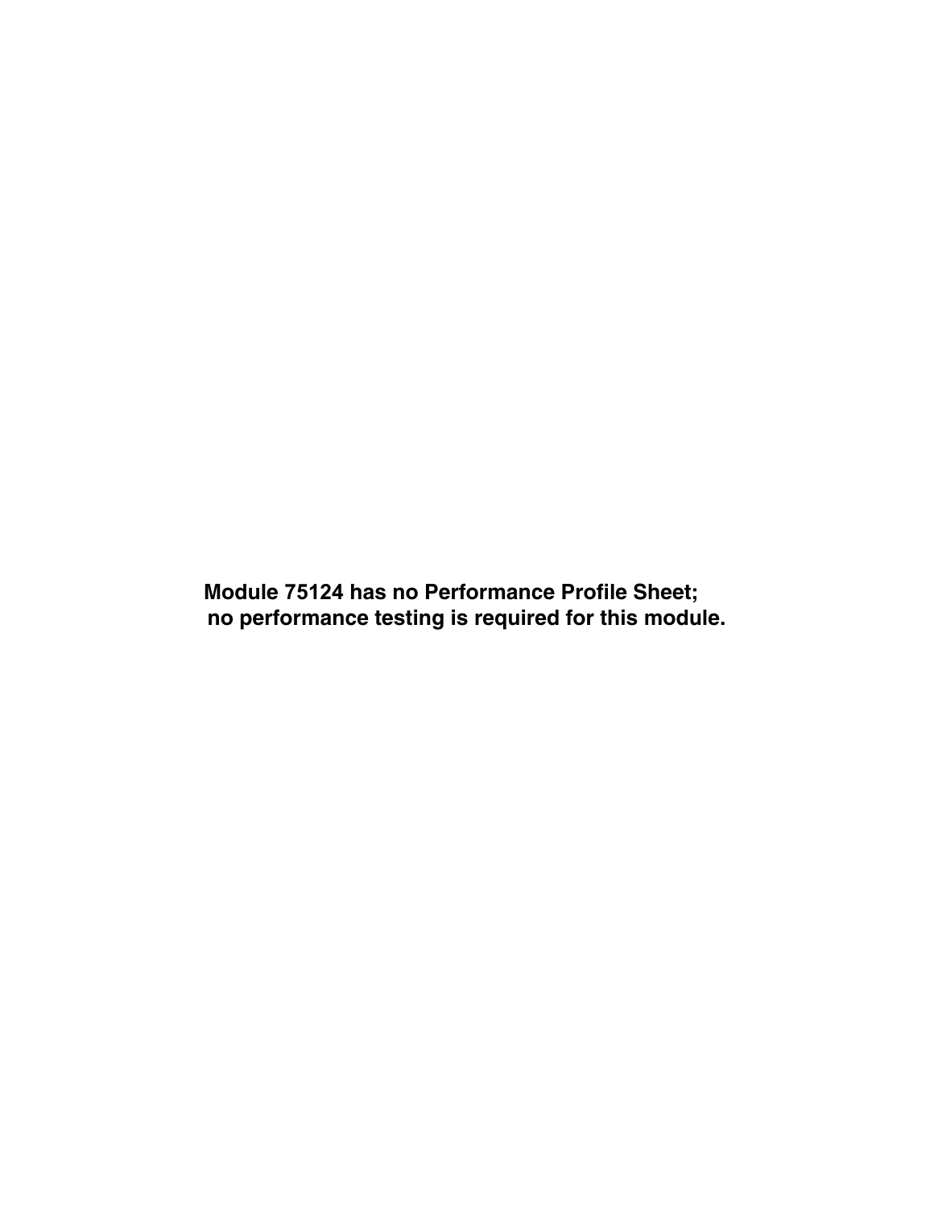**Module 75124 has no Performance Profile Sheet; no performance testing is required for this module.**